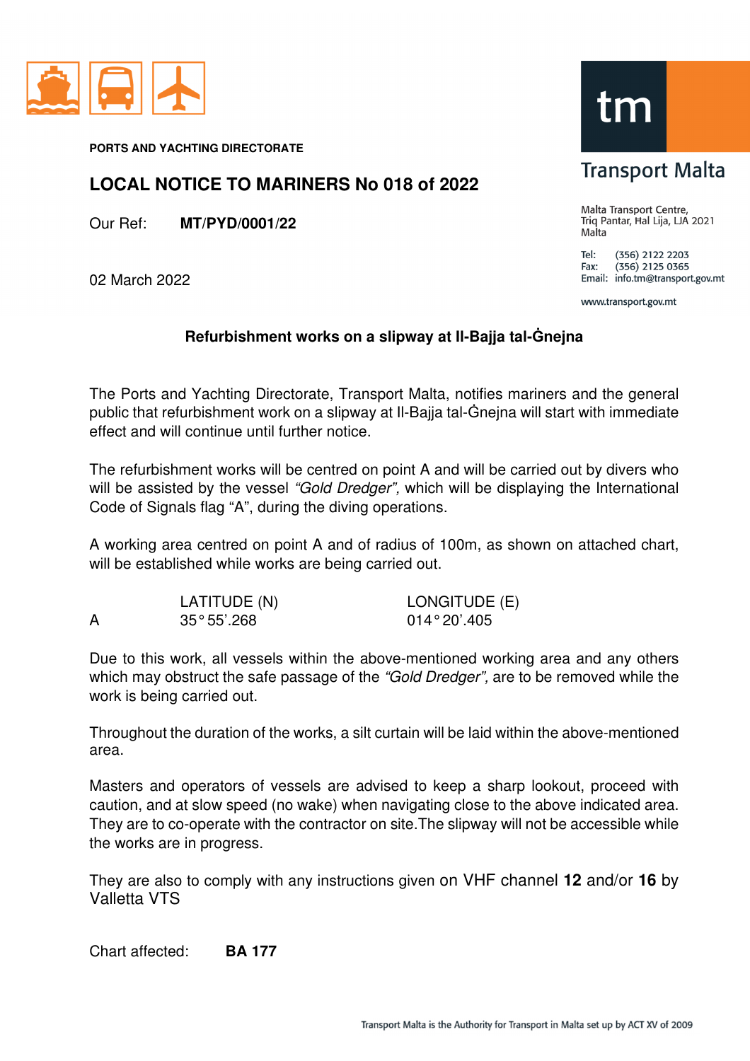PORTS AND YACHTING DIRECTORATE

# LOCAL NOTICE TO MARINERS No 018 of 2022

Our Ref: **MT/PYD/0001/22**

02 March 2022

Transport Malta

Malta Transport Centre,
Triq Pantar, Ħal Lija, LJA 2021
Malta

Tel: (356) 2122 2203
Fax: (356) 2125 0365
Email: info.tm@transport.gov.mt

www.transport.gov.mt

## Refurbishment works on a slipway at Il-Bajja tal-Ġnejna

The Ports and Yachting Directorate, Transport Malta, notifies mariners and the general public that refurbishment work on a slipway at Il-Bajja tal-Ġnejna will start with immediate effect and will continue until further notice.

The refurbishment works will be centred on point A and will be carried out by divers who will be assisted by the vessel *"Gold Dredger",* which will be displaying the International Code of Signals flag "A", during the diving operations.

A working area centred on point A and of radius of 100m, as shown on attached chart, will be established while works are being carried out.

| | LATITUDE (N) | LONGITUDE (E) |
|---|---|---|
| A | 35° 55'.268 | 014° 20'.405 |

Due to this work, all vessels within the above-mentioned working area and any others which may obstruct the safe passage of the *"Gold Dredger",* are to be removed while the work is being carried out.

Throughout the duration of the works, a silt curtain will be laid within the above-mentioned area.

Masters and operators of vessels are advised to keep a sharp lookout, proceed with caution, and at slow speed (no wake) when navigating close to the above indicated area. They are to co-operate with the contractor on site.The slipway will not be accessible while the works are in progress.

They are also to comply with any instructions given on VHF channel **12** and/or **16** by Valletta VTS

Chart affected: **BA 177**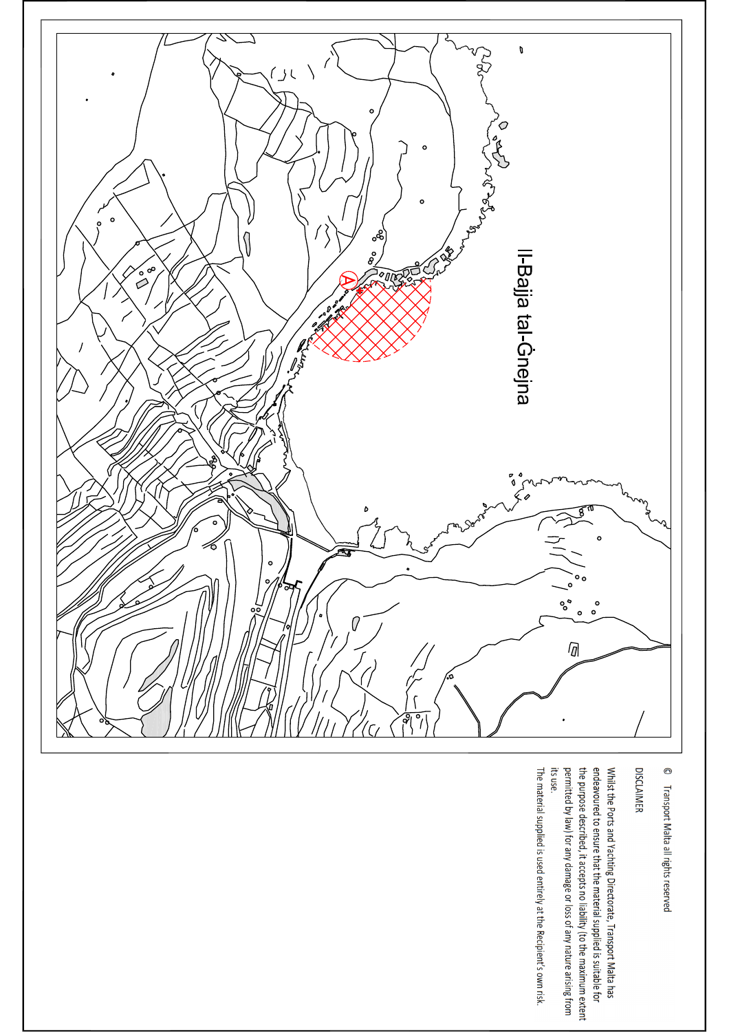Il-Bajja tal-Ġnejna

A

© Transport Malta all rights reserved

DISCLAIMER

Whilst the Ports and Yachting Directorate, Transport Malta has endeavoured to ensure that the material supplied is suitable for the purpose described, it accepts no liability (to the maximum extent permitted by law) for any damage or loss of any nature arising from its use.

The material supplied is used entirely at the Recipient's own risk.